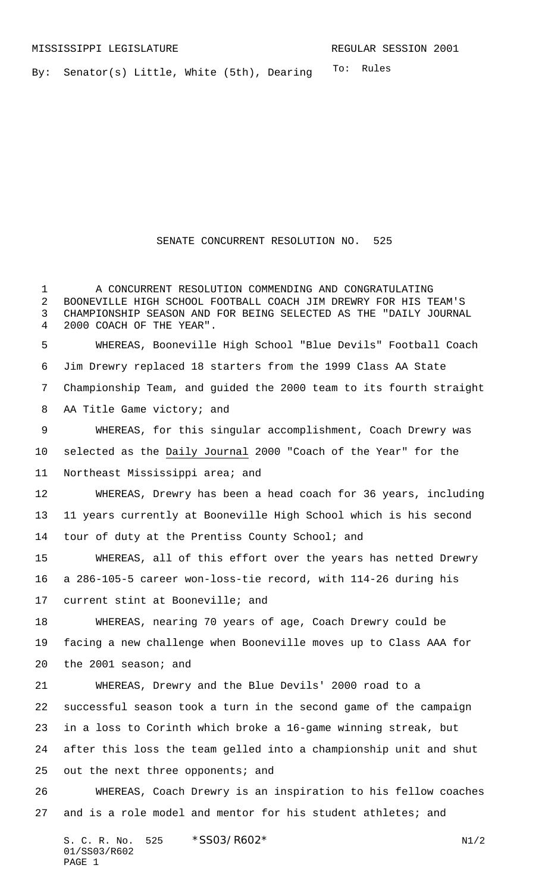MISSISSIPPI LEGISLATURE REGULAR SESSION 2001

By: Senator(s) Little, White (5th), Dearing

To: Rules

# SENATE CONCURRENT RESOLUTION NO. 525

A CONCURRENT RESOLUTION COMMENDING AND CONGRATULATING BOONEVILLE HIGH SCHOOL FOOTBALL COACH JIM DREWRY FOR HIS TEAM'S CHAMPIONSHIP SEASON AND FOR BEING SELECTED AS THE "DAILY JOURNAL 2000 COACH OF THE YEAR".

WHEREAS, Booneville High School "Blue Devils" Football Coach Jim Drewry replaced 18 starters from the 1999 Class AA State Championship Team, and guided the 2000 team to its fourth straight AA Title Game victory; and

WHEREAS, for this singular accomplishment, Coach Drewry was selected as the Daily Journal 2000 "Coach of the Year" for the Northeast Mississippi area; and

WHEREAS, Drewry has been a head coach for 36 years, including 11 years currently at Booneville High School which is his second tour of duty at the Prentiss County School; and

WHEREAS, all of this effort over the years has netted Drewry a 286-105-5 career won-loss-tie record, with 114-26 during his current stint at Booneville; and

WHEREAS, nearing 70 years of age, Coach Drewry could be facing a new challenge when Booneville moves up to Class AAA for the 2001 season; and

WHEREAS, Drewry and the Blue Devils' 2000 road to a successful season took a turn in the second game of the campaign in a loss to Corinth which broke a 16-game winning streak, but after this loss the team gelled into a championship unit and shut out the next three opponents; and

WHEREAS, Coach Drewry is an inspiration to his fellow coaches and is a role model and mentor for his student athletes; and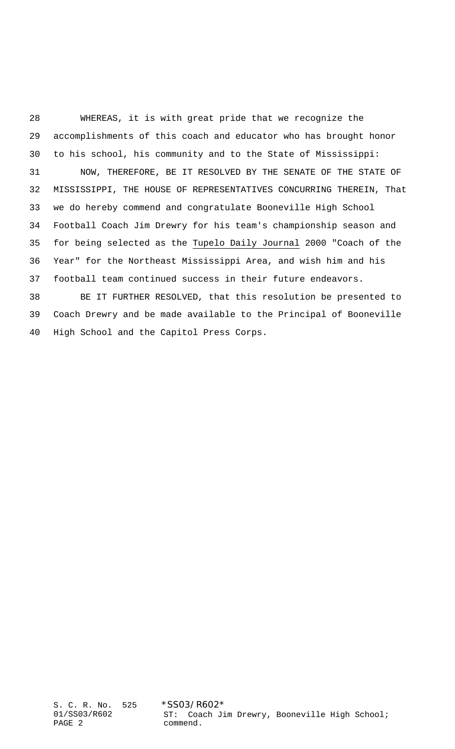WHEREAS, it is with great pride that we recognize the accomplishments of this coach and educator who has brought honor to his school, his community and to the State of Mississippi:

NOW, THEREFORE, BE IT RESOLVED BY THE SENATE OF THE STATE OF MISSISSIPPI, THE HOUSE OF REPRESENTATIVES CONCURRING THEREIN, That we do hereby commend and congratulate Booneville High School Football Coach Jim Drewry for his team's championship season and for being selected as the Tupelo Daily Journal 2000 "Coach of the Year" for the Northeast Mississippi Area, and wish him and his football team continued success in their future endeavors.

BE IT FURTHER RESOLVED, that this resolution be presented to Coach Drewry and be made available to the Principal of Booneville High School and the Capitol Press Corps.